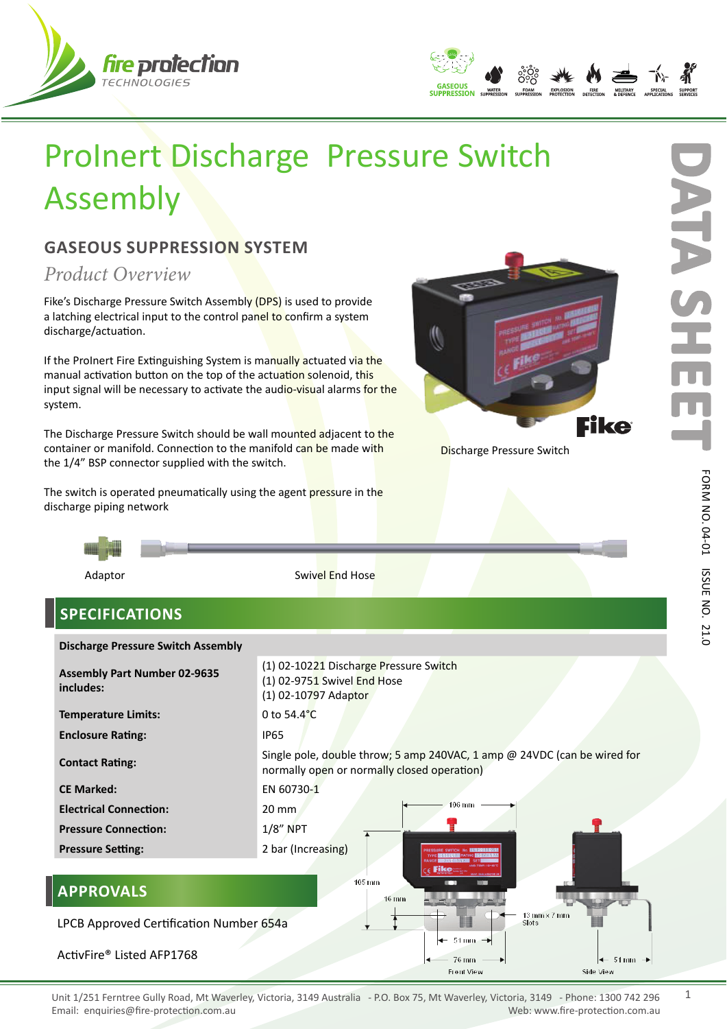# ProInert Discharge Pressure Switch Assembly

## GASEOUS SUPPRESSION SYSTEM

### *Product Overview*

Fike's Discharge Pressure Switch Assembly (DPS) is used to provide a latching electrical input to the control panel to confirm a system discharge/actuation.

If the ProInert Fire Extinguishing System is manually actuated via the manual activation button on the top of the actuation solenoid, this input signal will be necessary to activate the audio-visual alarms for the system.

The Discharge Pressure Switch should be wall mounted adjacent to the container or manifold. Connection to the manifold can be made with the 1/4" BSP connector supplied with the switch.

The switch is operated pneumatically using the agent pressure in the discharge piping network

Discharge Pressure Switch

Adaptor

Swivel End Hose

## SPECIFICATIONS

| Discharge Pressure Switch Assembly | |
|---|---|
| **Assembly Part Number 02-9635 includes:** | (1) 02-10221 Discharge Pressure Switch<br>(1) 02-9751 Swivel End Hose<br>(1) 02-10797 Adaptor |
| **Temperature Limits:** | 0 to 54.4°C |
| **Enclosure Rating:** | IP65 |
| **Contact Rating:** | Single pole, double throw; 5 amp 240VAC, 1 amp @ 24VDC (can be wired for normally open or normally closed operation) |
| **CE Marked:** | EN 60730-1 |
| **Electrical Connection:** | 20 mm |
| **Pressure Connection:** | 1/8" NPT |
| **Pressure Setting:** | 2 bar (Increasing) |

## APPROVALS

LPCB Approved Certification Number 654a

ActivFire® Listed AFP1768

106 mm, 105 mm, 16 mm, 13 mm x 7 mm Slots, 51 mm, 76 mm, 51 mm

Front View

Side View

Unit 1/251 Ferntree Gully Road, Mt Waverley, Victoria, 3149 Australia - P.O. Box 75, Mt Waverley, Victoria, 3149 - Phone: 1300 742 296
Email: enquiries@fire-protection.com.au Web: www.fire-protection.com.au

FORM NO. 04-01 ISSUE NO. 21.0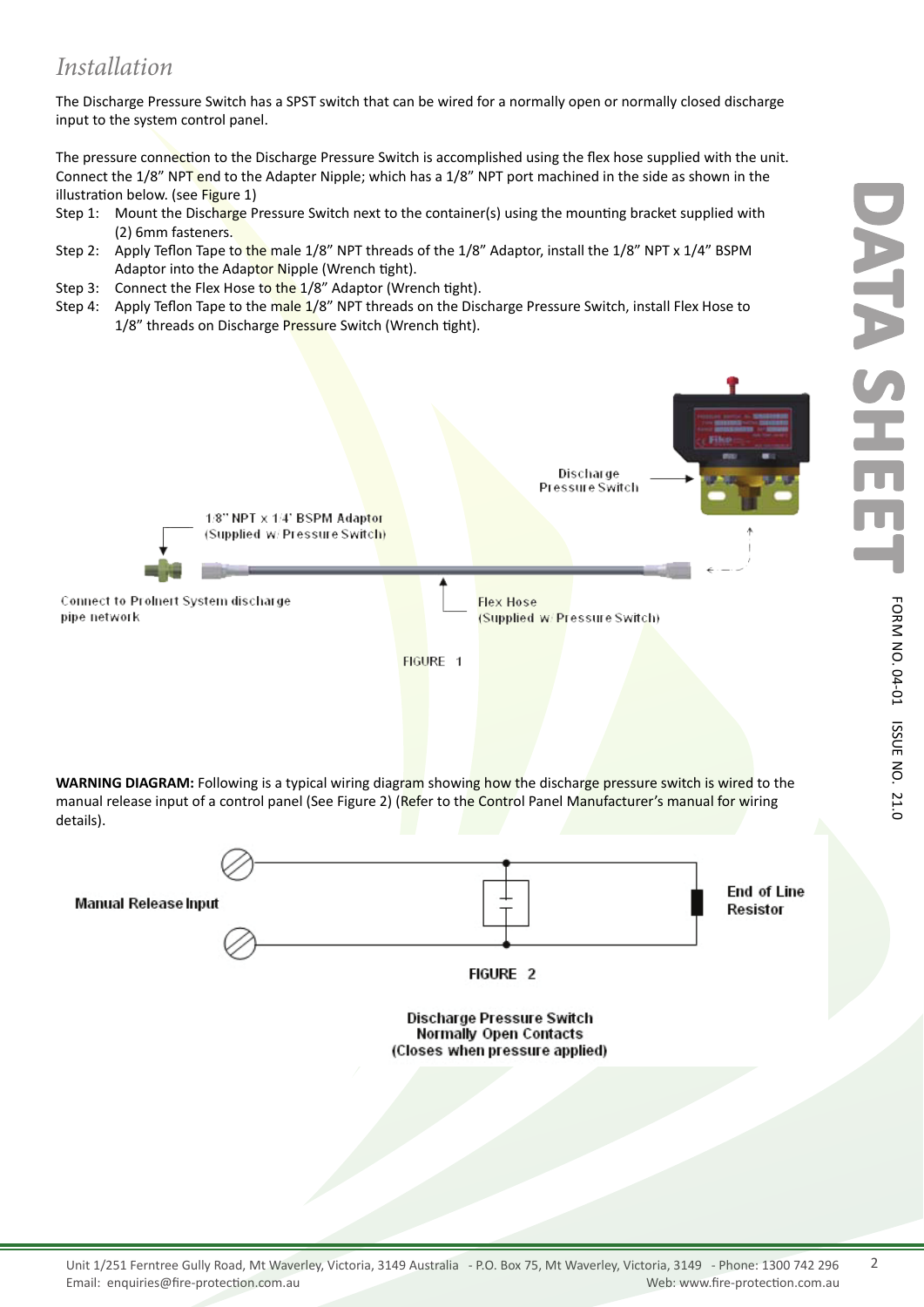## *Installation*

The Discharge Pressure Switch has a SPST switch that can be wired for a normally open or normally closed discharge input to the system control panel.

The pressure connection to the Discharge Pressure Switch is accomplished using the flex hose supplied with the unit. Connect the 1/8" NPT end to the Adapter Nipple; which has a 1/8" NPT port machined in the side as shown in the illustration below. (see Figure 1)

Step 1: Mount the Discharge Pressure Switch next to the container(s) using the mounting bracket supplied with (2) 6mm fasteners.

Step 2: Apply Teflon Tape to the male 1/8" NPT threads of the 1/8" Adaptor, install the 1/8" NPT x 1/4" BSPM Adaptor into the Adaptor Nipple (Wrench tight).

Step 3: Connect the Flex Hose to the 1/8" Adaptor (Wrench tight).

Step 4: Apply Teflon Tape to the male 1/8" NPT threads on the Discharge Pressure Switch, install Flex Hose to 1/8" threads on Discharge Pressure Switch (Wrench tight).

Discharge Pressure Switch

1/8" NPT x 1/4" BSPM Adaptor (Supplied w/ Pressure Switch)

Connect to Prolnert System discharge pipe network

Flex Hose (Supplied w/ Pressure Switch)

FIGURE 1

**WARNING DIAGRAM:** Following is a typical wiring diagram showing how the discharge pressure switch is wired to the manual release input of a control panel (See Figure 2) (Refer to the Control Panel Manufacturer's manual for wiring details).

Manual Release Input

End of Line Resistor

FIGURE 2

Discharge Pressure Switch
Normally Open Contacts
(Closes when pressure applied)

Unit 1/251 Ferntree Gully Road, Mt Waverley, Victoria, 3149 Australia - P.O. Box 75, Mt Waverley, Victoria, 3149 - Phone: 1300 742 296
Email: enquiries@fire-protection.com.au Web: www.fire-protection.com.au